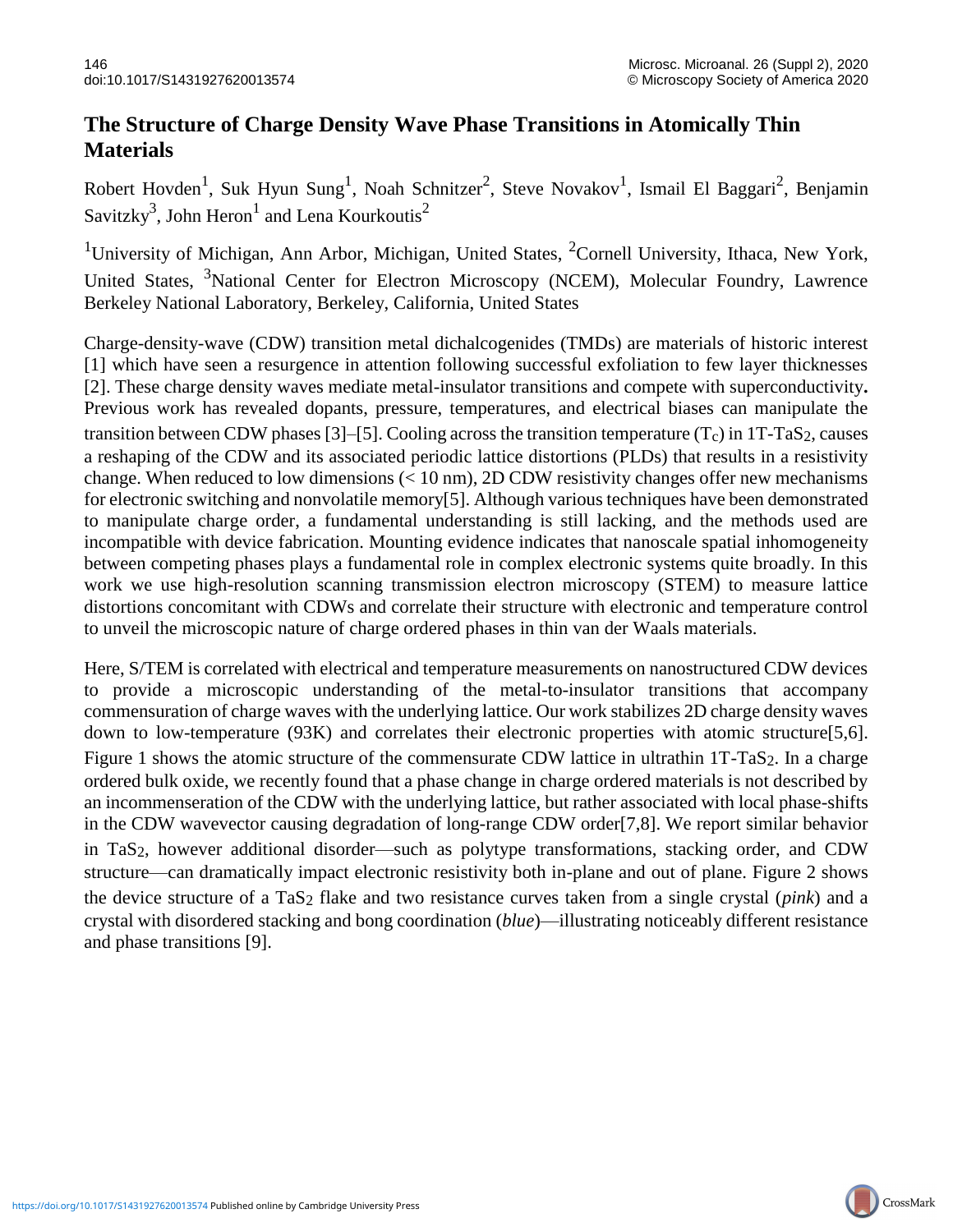# The Structure of Charge Density Wave Phase Transitions in Atomically Thin Materials

Robert Hovden[1], Suk Hyun Sung[1], Noah Schnitzer[2], Steve Novakov[1], Ismail El Baggari[2], Benjamin Savitzky[3], John Heron[1] and Lena Kourkoutis[2]

[1]University of Michigan, Ann Arbor, Michigan, United States, [2]Cornell University, Ithaca, New York, United States, [3]National Center for Electron Microscopy (NCEM), Molecular Foundry, Lawrence Berkeley National Laboratory, Berkeley, California, United States

Charge-density-wave (CDW) transition metal dichalcogenides (TMDs) are materials of historic interest [1] which have seen a resurgence in attention following successful exfoliation to few layer thicknesses [2]. These charge density waves mediate metal-insulator transitions and compete with superconductivity**.** Previous work has revealed dopants, pressure, temperatures, and electrical biases can manipulate the transition between CDW phases [3]–[5]. Cooling across the transition temperature ($T_c$) in 1T-$TaS_2$, causes a reshaping of the CDW and its associated periodic lattice distortions (PLDs) that results in a resistivity change. When reduced to low dimensions (< 10 nm), 2D CDW resistivity changes offer new mechanisms for electronic switching and nonvolatile memory[5]. Although various techniques have been demonstrated to manipulate charge order, a fundamental understanding is still lacking, and the methods used are incompatible with device fabrication. Mounting evidence indicates that nanoscale spatial inhomogeneity between competing phases plays a fundamental role in complex electronic systems quite broadly. In this work we use high-resolution scanning transmission electron microscopy (STEM) to measure lattice distortions concomitant with CDWs and correlate their structure with electronic and temperature control to unveil the microscopic nature of charge ordered phases in thin van der Waals materials.

Here, S/TEM is correlated with electrical and temperature measurements on nanostructured CDW devices to provide a microscopic understanding of the metal-to-insulator transitions that accompany commensuration of charge waves with the underlying lattice. Our work stabilizes 2D charge density waves down to low-temperature (93K) and correlates their electronic properties with atomic structure[5,6]. Figure 1 shows the atomic structure of the commensurate CDW lattice in ultrathin 1T-$TaS_2$. In a charge ordered bulk oxide, we recently found that a phase change in charge ordered materials is not described by an incommenseration of the CDW with the underlying lattice, but rather associated with local phase-shifts in the CDW wavevector causing degradation of long-range CDW order[7,8]. We report similar behavior in $TaS_2$, however additional disorder—such as polytype transformations, stacking order, and CDW structure—can dramatically impact electronic resistivity both in-plane and out of plane. Figure 2 shows the device structure of a $TaS_2$ flake and two resistance curves taken from a single crystal (*pink*) and a crystal with disordered stacking and bong coordination (*blue*)—illustrating noticeably different resistance and phase transitions [9].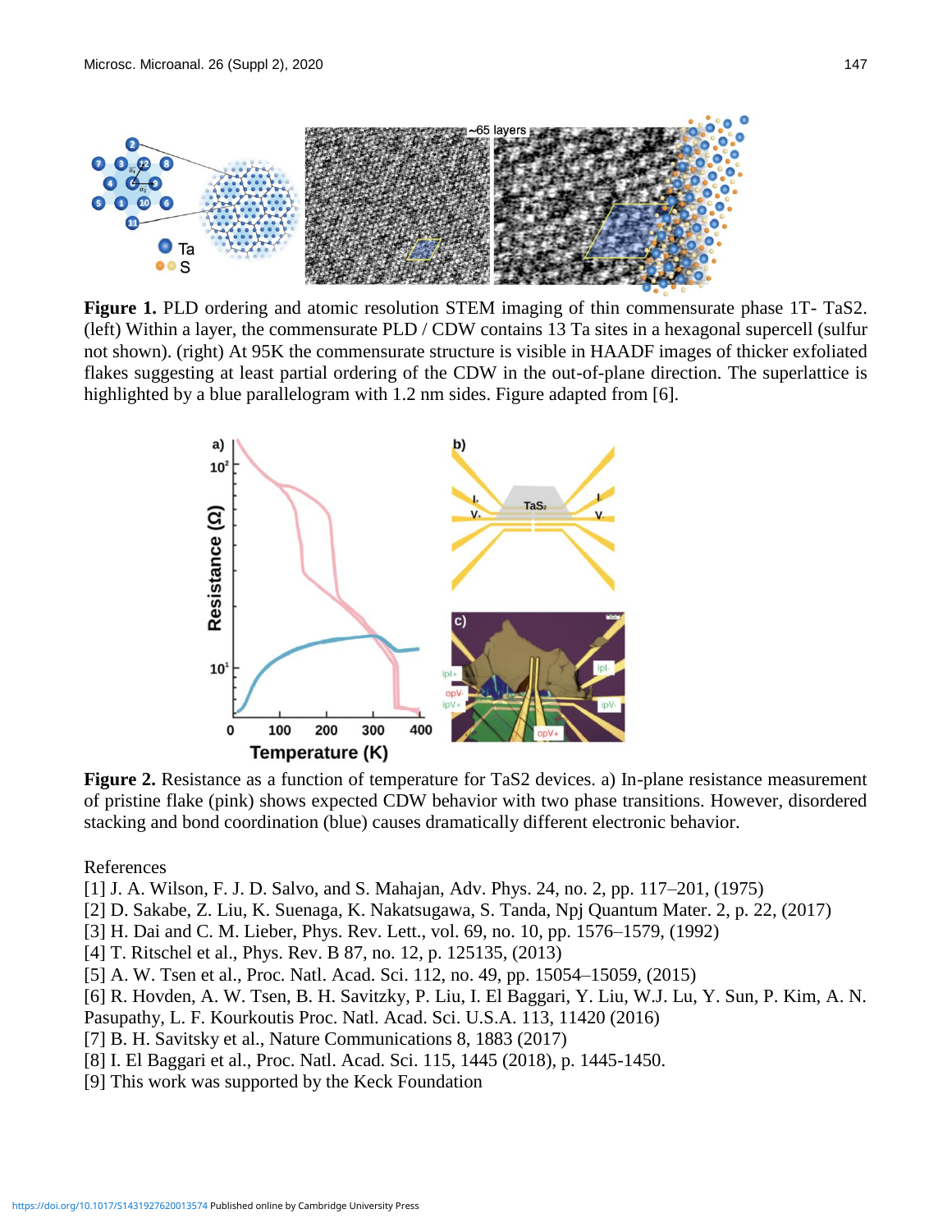**Figure 1.** PLD ordering and atomic resolution STEM imaging of thin commensurate phase 1T- TaS2. (left) Within a layer, the commensurate PLD / CDW contains 13 Ta sites in a hexagonal supercell (sulfur not shown). (right) At 95K the commensurate structure is visible in HAADF images of thicker exfoliated flakes suggesting at least partial ordering of the CDW in the out-of-plane direction. The superlattice is highlighted by a blue parallelogram with 1.2 nm sides. Figure adapted from [6].

**Figure 2.** Resistance as a function of temperature for TaS2 devices. a) In-plane resistance measurement of pristine flake (pink) shows expected CDW behavior with two phase transitions. However, disordered stacking and bond coordination (blue) causes dramatically different electronic behavior.

References

[1] J. A. Wilson, F. J. D. Salvo, and S. Mahajan, Adv. Phys. 24, no. 2, pp. 117–201, (1975)

[2] D. Sakabe, Z. Liu, K. Suenaga, K. Nakatsugawa, S. Tanda, Npj Quantum Mater. 2, p. 22, (2017)

[3] H. Dai and C. M. Lieber, Phys. Rev. Lett., vol. 69, no. 10, pp. 1576–1579, (1992)

[4] T. Ritschel et al., Phys. Rev. B 87, no. 12, p. 125135, (2013)

[5] A. W. Tsen et al., Proc. Natl. Acad. Sci. 112, no. 49, pp. 15054–15059, (2015)

[6] R. Hovden, A. W. Tsen, B. H. Savitzky, P. Liu, I. El Baggari, Y. Liu, W.J. Lu, Y. Sun, P. Kim, A. N. Pasupathy, L. F. Kourkoutis Proc. Natl. Acad. Sci. U.S.A. 113, 11420 (2016)

[7] B. H. Savitsky et al., Nature Communications 8, 1883 (2017)

[8] I. El Baggari et al., Proc. Natl. Acad. Sci. 115, 1445 (2018), p. 1445-1450.

[9] This work was supported by the Keck Foundation